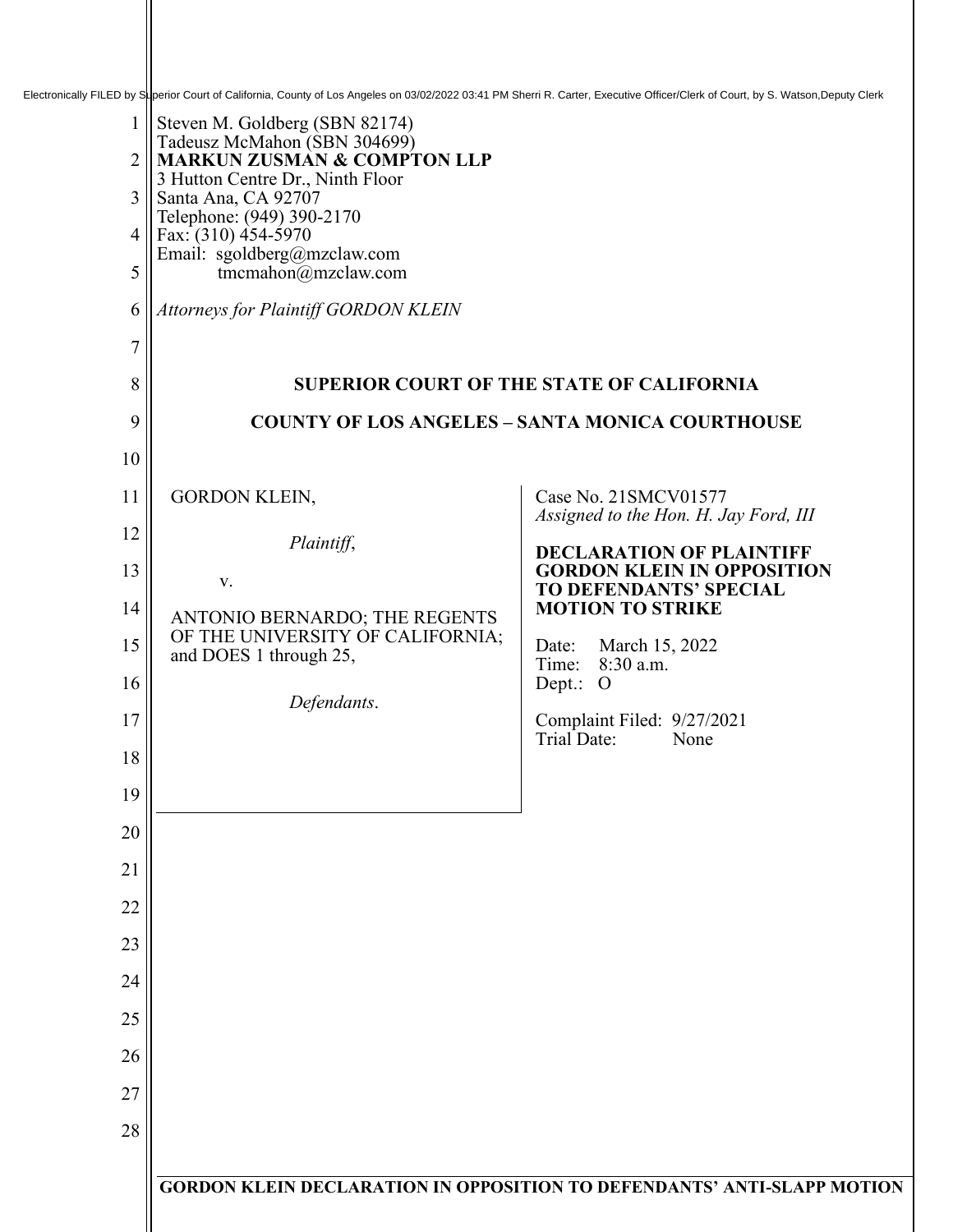Electronically FILED by Superior Court of California, County of Los Angeles on 03/02/2022 03:41 PM Sherri R. Carter, Executive Officer/Clerk of Court, by S. Watson,Deputy Clerk

Steven M. Goldberg (SBN 82174)
Tadeusz McMahon (SBN 304699)
**MARKUN ZUSMAN & COMPTON LLP**
3 Hutton Centre Dr., Ninth Floor
Santa Ana, CA 92707
Telephone: (949) 390-2170
Fax: (310) 454-5970
Email: sgoldberg@mzclaw.com
tmcmahon@mzclaw.com

*Attorneys for Plaintiff GORDON KLEIN*

**SUPERIOR COURT OF THE STATE OF CALIFORNIA**

**COUNTY OF LOS ANGELES – SANTA MONICA COURTHOUSE**

GORDON KLEIN,

*Plaintiff*,

v.

ANTONIO BERNARDO; THE REGENTS OF THE UNIVERSITY OF CALIFORNIA; and DOES 1 through 25,

*Defendants*.

Case No. 21SMCV01577
*Assigned to the Hon. H. Jay Ford, III*

**DECLARATION OF PLAINTIFF GORDON KLEIN IN OPPOSITION TO DEFENDANTS' SPECIAL MOTION TO STRIKE**

Date: March 15, 2022
Time: 8:30 a.m.
Dept.: O

Complaint Filed: 9/27/2021
Trial Date: None

**GORDON KLEIN DECLARATION IN OPPOSITION TO DEFENDANTS' ANTI-SLAPP MOTION**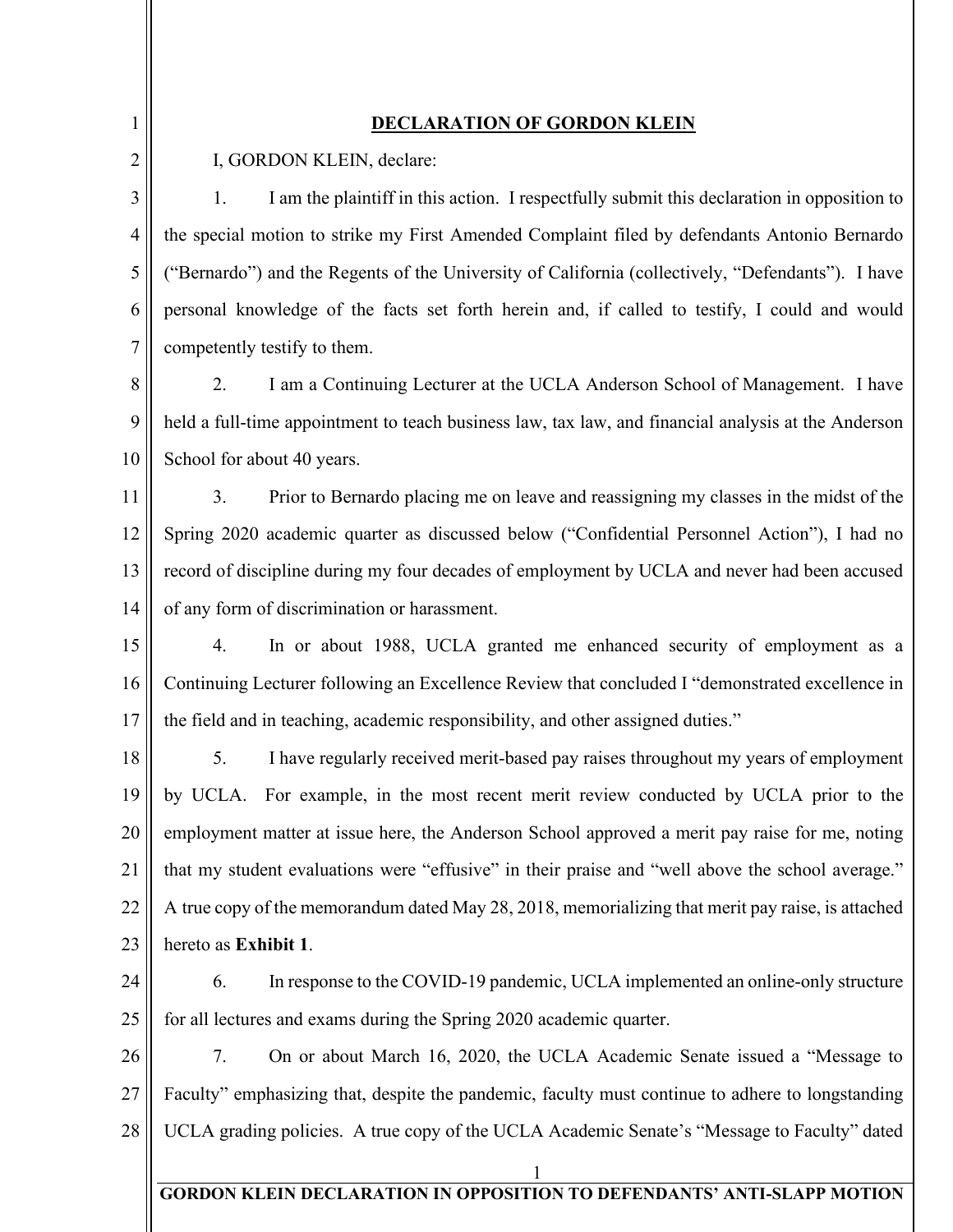**DECLARATION OF GORDON KLEIN**

I, GORDON KLEIN, declare:

1. I am the plaintiff in this action. I respectfully submit this declaration in opposition to the special motion to strike my First Amended Complaint filed by defendants Antonio Bernardo ("Bernardo") and the Regents of the University of California (collectively, "Defendants"). I have personal knowledge of the facts set forth herein and, if called to testify, I could and would competently testify to them.

2. I am a Continuing Lecturer at the UCLA Anderson School of Management. I have held a full-time appointment to teach business law, tax law, and financial analysis at the Anderson School for about 40 years.

3. Prior to Bernardo placing me on leave and reassigning my classes in the midst of the Spring 2020 academic quarter as discussed below ("Confidential Personnel Action"), I had no record of discipline during my four decades of employment by UCLA and never had been accused of any form of discrimination or harassment.

4. In or about 1988, UCLA granted me enhanced security of employment as a Continuing Lecturer following an Excellence Review that concluded I "demonstrated excellence in the field and in teaching, academic responsibility, and other assigned duties."

5. I have regularly received merit-based pay raises throughout my years of employment by UCLA. For example, in the most recent merit review conducted by UCLA prior to the employment matter at issue here, the Anderson School approved a merit pay raise for me, noting that my student evaluations were "effusive" in their praise and "well above the school average." A true copy of the memorandum dated May 28, 2018, memorializing that merit pay raise, is attached hereto as **Exhibit 1**.

6. In response to the COVID-19 pandemic, UCLA implemented an online-only structure for all lectures and exams during the Spring 2020 academic quarter.

7. On or about March 16, 2020, the UCLA Academic Senate issued a "Message to Faculty" emphasizing that, despite the pandemic, faculty must continue to adhere to longstanding UCLA grading policies. A true copy of the UCLA Academic Senate's "Message to Faculty" dated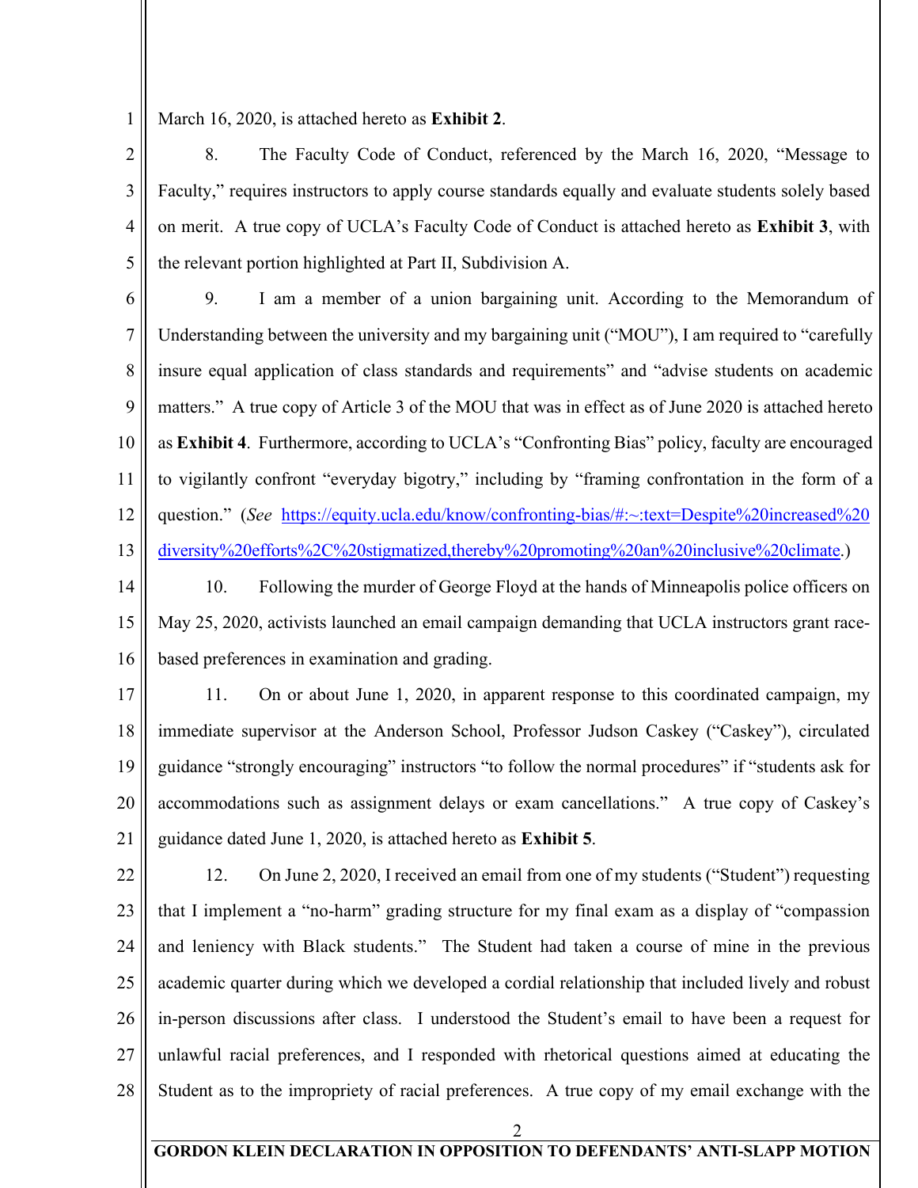March 16, 2020, is attached hereto as **Exhibit 2**.

8. The Faculty Code of Conduct, referenced by the March 16, 2020, "Message to Faculty," requires instructors to apply course standards equally and evaluate students solely based on merit. A true copy of UCLA's Faculty Code of Conduct is attached hereto as **Exhibit 3**, with the relevant portion highlighted at Part II, Subdivision A.

9. I am a member of a union bargaining unit. According to the Memorandum of Understanding between the university and my bargaining unit ("MOU"), I am required to "carefully insure equal application of class standards and requirements" and "advise students on academic matters." A true copy of Article 3 of the MOU that was in effect as of June 2020 is attached hereto as **Exhibit 4**. Furthermore, according to UCLA's "Confronting Bias" policy, faculty are encouraged to vigilantly confront "everyday bigotry," including by "framing confrontation in the form of a question." (*See* https://equity.ucla.edu/know/confronting-bias/#:~:text=Despite%20increased%20diversity%20efforts%2C%20stigmatized,thereby%20promoting%20an%20inclusive%20climate.)

10. Following the murder of George Floyd at the hands of Minneapolis police officers on May 25, 2020, activists launched an email campaign demanding that UCLA instructors grant race-based preferences in examination and grading.

11. On or about June 1, 2020, in apparent response to this coordinated campaign, my immediate supervisor at the Anderson School, Professor Judson Caskey ("Caskey"), circulated guidance "strongly encouraging" instructors "to follow the normal procedures" if "students ask for accommodations such as assignment delays or exam cancellations." A true copy of Caskey's guidance dated June 1, 2020, is attached hereto as **Exhibit 5**.

12. On June 2, 2020, I received an email from one of my students ("Student") requesting that I implement a "no-harm" grading structure for my final exam as a display of "compassion and leniency with Black students." The Student had taken a course of mine in the previous academic quarter during which we developed a cordial relationship that included lively and robust in-person discussions after class. I understood the Student's email to have been a request for unlawful racial preferences, and I responded with rhetorical questions aimed at educating the Student as to the impropriety of racial preferences. A true copy of my email exchange with the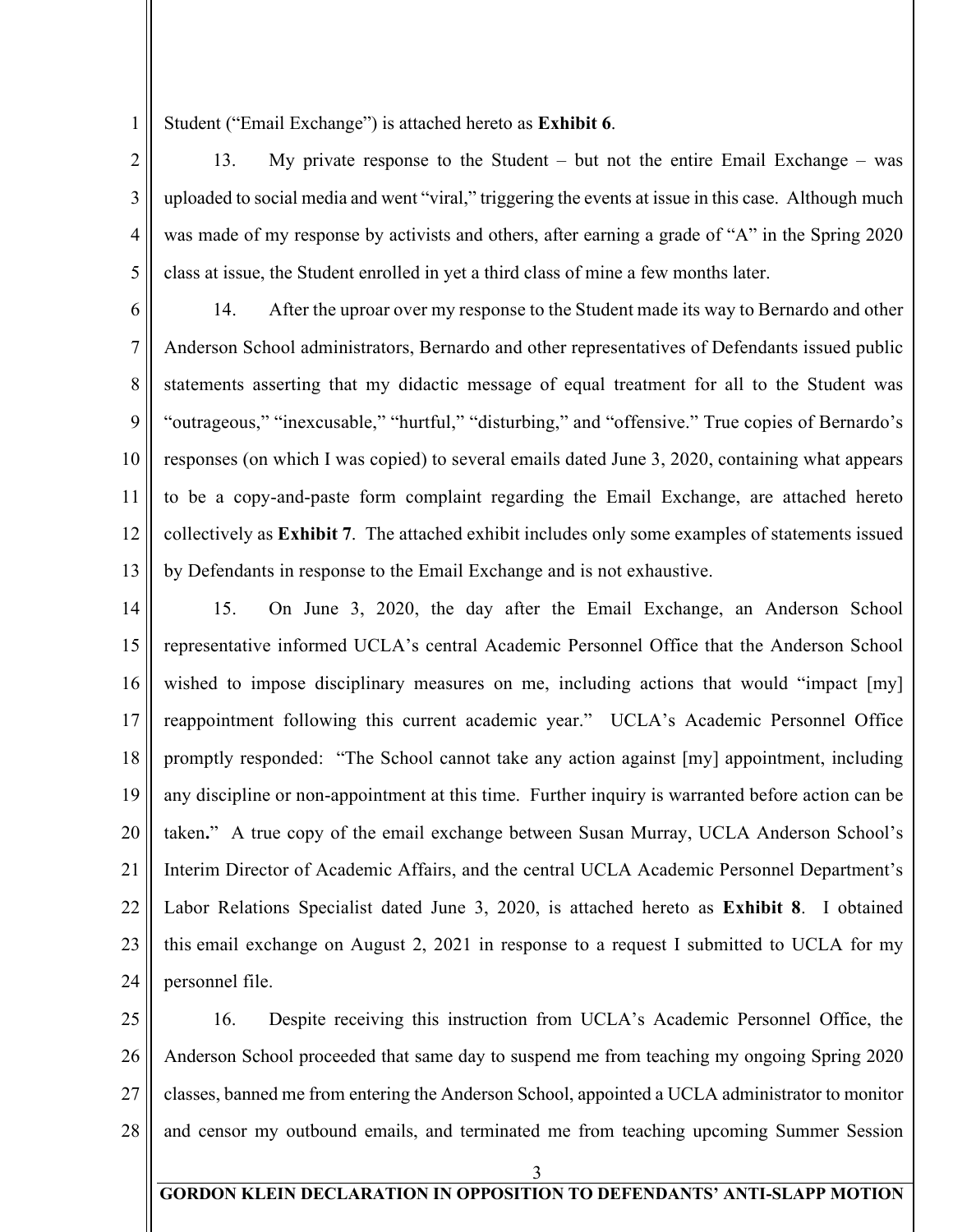Student ("Email Exchange") is attached hereto as **Exhibit 6**.

13. My private response to the Student – but not the entire Email Exchange – was uploaded to social media and went "viral," triggering the events at issue in this case. Although much was made of my response by activists and others, after earning a grade of "A" in the Spring 2020 class at issue, the Student enrolled in yet a third class of mine a few months later.

14. After the uproar over my response to the Student made its way to Bernardo and other Anderson School administrators, Bernardo and other representatives of Defendants issued public statements asserting that my didactic message of equal treatment for all to the Student was "outrageous," "inexcusable," "hurtful," "disturbing," and "offensive." True copies of Bernardo's responses (on which I was copied) to several emails dated June 3, 2020, containing what appears to be a copy-and-paste form complaint regarding the Email Exchange, are attached hereto collectively as **Exhibit 7**. The attached exhibit includes only some examples of statements issued by Defendants in response to the Email Exchange and is not exhaustive.

15. On June 3, 2020, the day after the Email Exchange, an Anderson School representative informed UCLA's central Academic Personnel Office that the Anderson School wished to impose disciplinary measures on me, including actions that would "impact [my] reappointment following this current academic year." UCLA's Academic Personnel Office promptly responded: "The School cannot take any action against [my] appointment, including any discipline or non-appointment at this time. Further inquiry is warranted before action can be taken**.**" A true copy of the email exchange between Susan Murray, UCLA Anderson School's Interim Director of Academic Affairs, and the central UCLA Academic Personnel Department's Labor Relations Specialist dated June 3, 2020, is attached hereto as **Exhibit 8**. I obtained this email exchange on August 2, 2021 in response to a request I submitted to UCLA for my personnel file.

16. Despite receiving this instruction from UCLA's Academic Personnel Office, the Anderson School proceeded that same day to suspend me from teaching my ongoing Spring 2020 classes, banned me from entering the Anderson School, appointed a UCLA administrator to monitor and censor my outbound emails, and terminated me from teaching upcoming Summer Session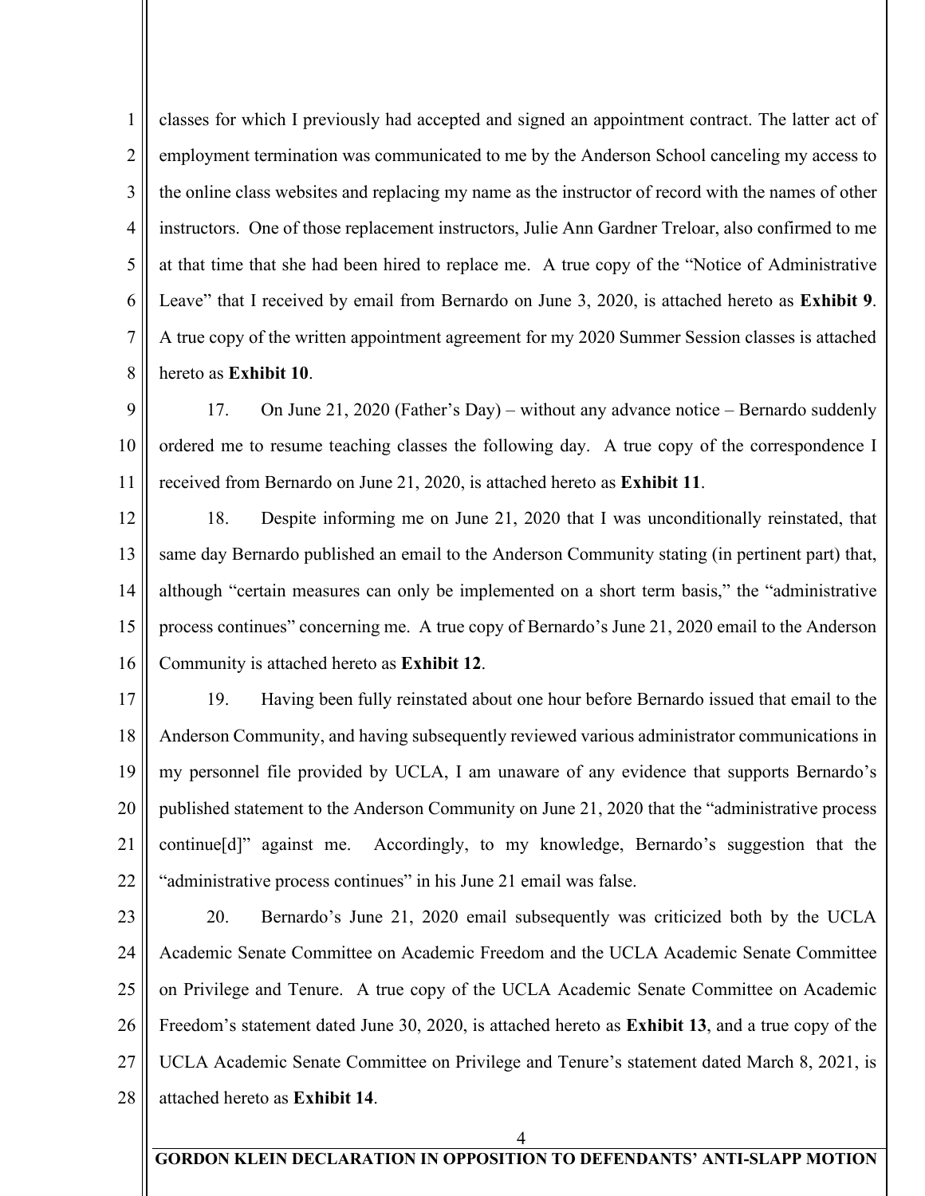classes for which I previously had accepted and signed an appointment contract. The latter act of employment termination was communicated to me by the Anderson School canceling my access to the online class websites and replacing my name as the instructor of record with the names of other instructors. One of those replacement instructors, Julie Ann Gardner Treloar, also confirmed to me at that time that she had been hired to replace me. A true copy of the "Notice of Administrative Leave" that I received by email from Bernardo on June 3, 2020, is attached hereto as **Exhibit 9**. A true copy of the written appointment agreement for my 2020 Summer Session classes is attached hereto as **Exhibit 10**.

17. On June 21, 2020 (Father's Day) – without any advance notice – Bernardo suddenly ordered me to resume teaching classes the following day. A true copy of the correspondence I received from Bernardo on June 21, 2020, is attached hereto as **Exhibit 11**.

18. Despite informing me on June 21, 2020 that I was unconditionally reinstated, that same day Bernardo published an email to the Anderson Community stating (in pertinent part) that, although "certain measures can only be implemented on a short term basis," the "administrative process continues" concerning me. A true copy of Bernardo's June 21, 2020 email to the Anderson Community is attached hereto as **Exhibit 12**.

19. Having been fully reinstated about one hour before Bernardo issued that email to the Anderson Community, and having subsequently reviewed various administrator communications in my personnel file provided by UCLA, I am unaware of any evidence that supports Bernardo's published statement to the Anderson Community on June 21, 2020 that the "administrative process continue[d]" against me. Accordingly, to my knowledge, Bernardo's suggestion that the "administrative process continues" in his June 21 email was false.

20. Bernardo's June 21, 2020 email subsequently was criticized both by the UCLA Academic Senate Committee on Academic Freedom and the UCLA Academic Senate Committee on Privilege and Tenure. A true copy of the UCLA Academic Senate Committee on Academic Freedom's statement dated June 30, 2020, is attached hereto as **Exhibit 13**, and a true copy of the UCLA Academic Senate Committee on Privilege and Tenure's statement dated March 8, 2021, is attached hereto as **Exhibit 14**.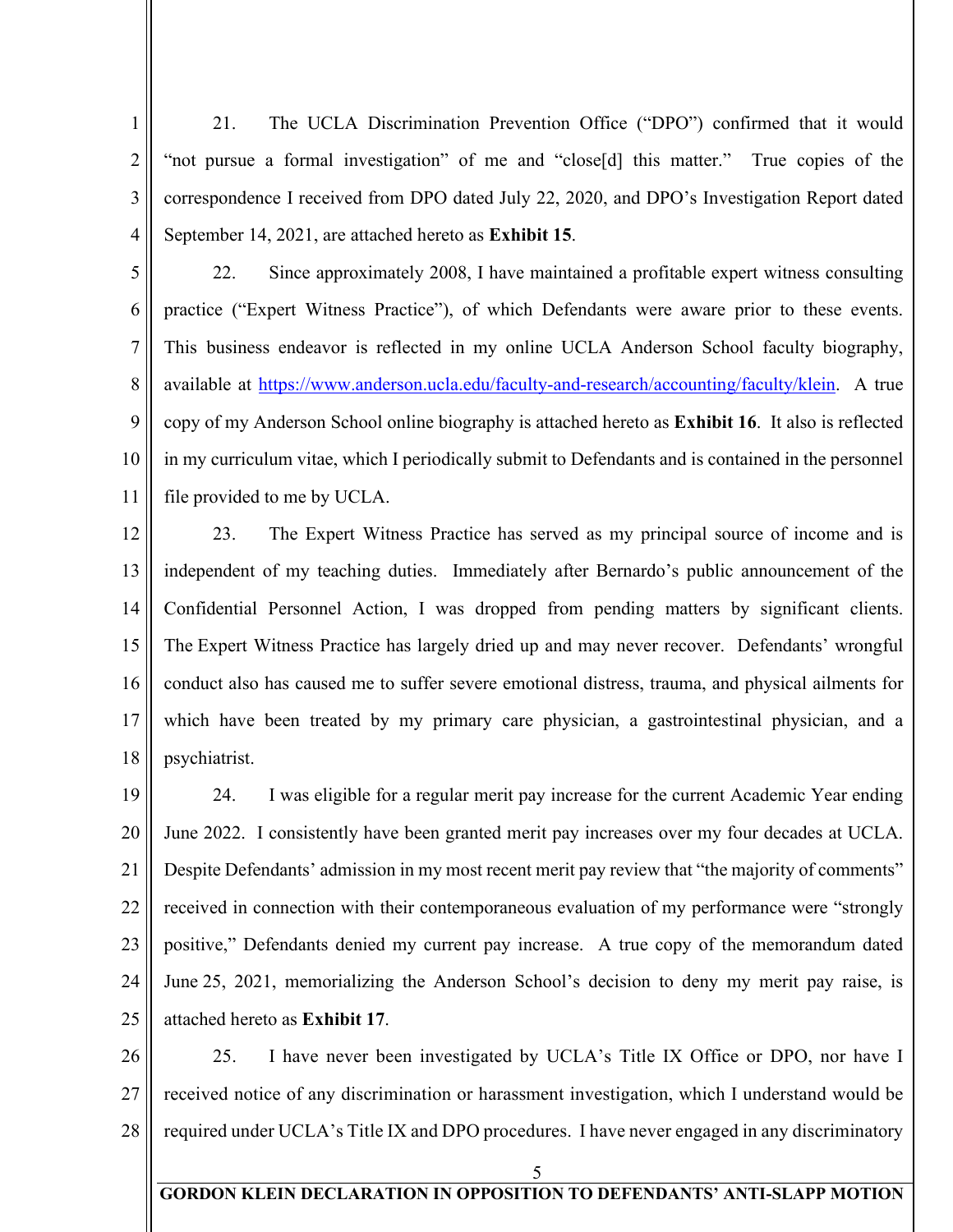21. The UCLA Discrimination Prevention Office ("DPO") confirmed that it would "not pursue a formal investigation" of me and "close[d] this matter." True copies of the correspondence I received from DPO dated July 22, 2020, and DPO's Investigation Report dated September 14, 2021, are attached hereto as **Exhibit 15**.

22. Since approximately 2008, I have maintained a profitable expert witness consulting practice ("Expert Witness Practice"), of which Defendants were aware prior to these events. This business endeavor is reflected in my online UCLA Anderson School faculty biography, available at https://www.anderson.ucla.edu/faculty-and-research/accounting/faculty/klein. A true copy of my Anderson School online biography is attached hereto as **Exhibit 16**. It also is reflected in my curriculum vitae, which I periodically submit to Defendants and is contained in the personnel file provided to me by UCLA.

23. The Expert Witness Practice has served as my principal source of income and is independent of my teaching duties. Immediately after Bernardo's public announcement of the Confidential Personnel Action, I was dropped from pending matters by significant clients. The Expert Witness Practice has largely dried up and may never recover. Defendants' wrongful conduct also has caused me to suffer severe emotional distress, trauma, and physical ailments for which have been treated by my primary care physician, a gastrointestinal physician, and a psychiatrist.

24. I was eligible for a regular merit pay increase for the current Academic Year ending June 2022. I consistently have been granted merit pay increases over my four decades at UCLA. Despite Defendants' admission in my most recent merit pay review that "the majority of comments" received in connection with their contemporaneous evaluation of my performance were "strongly positive," Defendants denied my current pay increase. A true copy of the memorandum dated June 25, 2021, memorializing the Anderson School's decision to deny my merit pay raise, is attached hereto as **Exhibit 17**.

25. I have never been investigated by UCLA's Title IX Office or DPO, nor have I received notice of any discrimination or harassment investigation, which I understand would be required under UCLA's Title IX and DPO procedures. I have never engaged in any discriminatory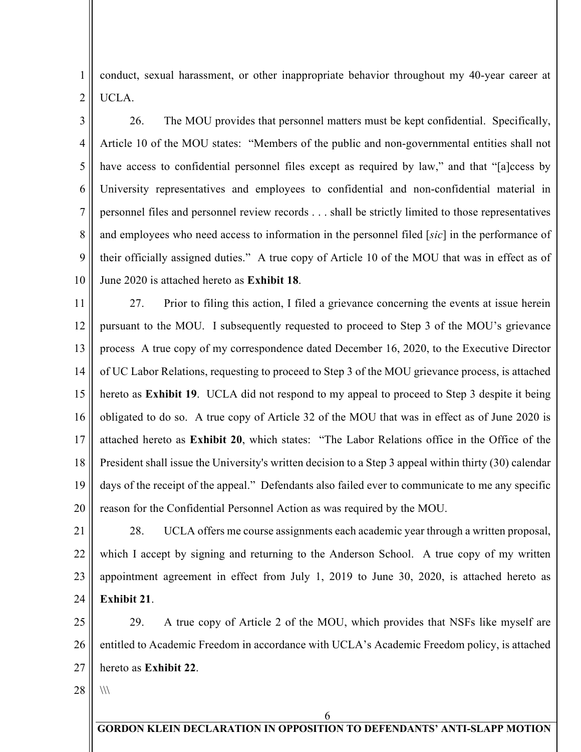conduct, sexual harassment, or other inappropriate behavior throughout my 40-year career at UCLA.

26. The MOU provides that personnel matters must be kept confidential. Specifically, Article 10 of the MOU states: "Members of the public and non-governmental entities shall not have access to confidential personnel files except as required by law," and that "[a]ccess by University representatives and employees to confidential and non-confidential material in personnel files and personnel review records . . . shall be strictly limited to those representatives and employees who need access to information in the personnel filed [*sic*] in the performance of their officially assigned duties." A true copy of Article 10 of the MOU that was in effect as of June 2020 is attached hereto as **Exhibit 18**.

27. Prior to filing this action, I filed a grievance concerning the events at issue herein pursuant to the MOU. I subsequently requested to proceed to Step 3 of the MOU's grievance process A true copy of my correspondence dated December 16, 2020, to the Executive Director of UC Labor Relations, requesting to proceed to Step 3 of the MOU grievance process, is attached hereto as **Exhibit 19**. UCLA did not respond to my appeal to proceed to Step 3 despite it being obligated to do so. A true copy of Article 32 of the MOU that was in effect as of June 2020 is attached hereto as **Exhibit 20**, which states: "The Labor Relations office in the Office of the President shall issue the University's written decision to a Step 3 appeal within thirty (30) calendar days of the receipt of the appeal." Defendants also failed ever to communicate to me any specific reason for the Confidential Personnel Action as was required by the MOU.

28. UCLA offers me course assignments each academic year through a written proposal, which I accept by signing and returning to the Anderson School. A true copy of my written appointment agreement in effect from July 1, 2019 to June 30, 2020, is attached hereto as **Exhibit 21**.

29. A true copy of Article 2 of the MOU, which provides that NSFs like myself are entitled to Academic Freedom in accordance with UCLA's Academic Freedom policy, is attached hereto as **Exhibit 22**.

\\\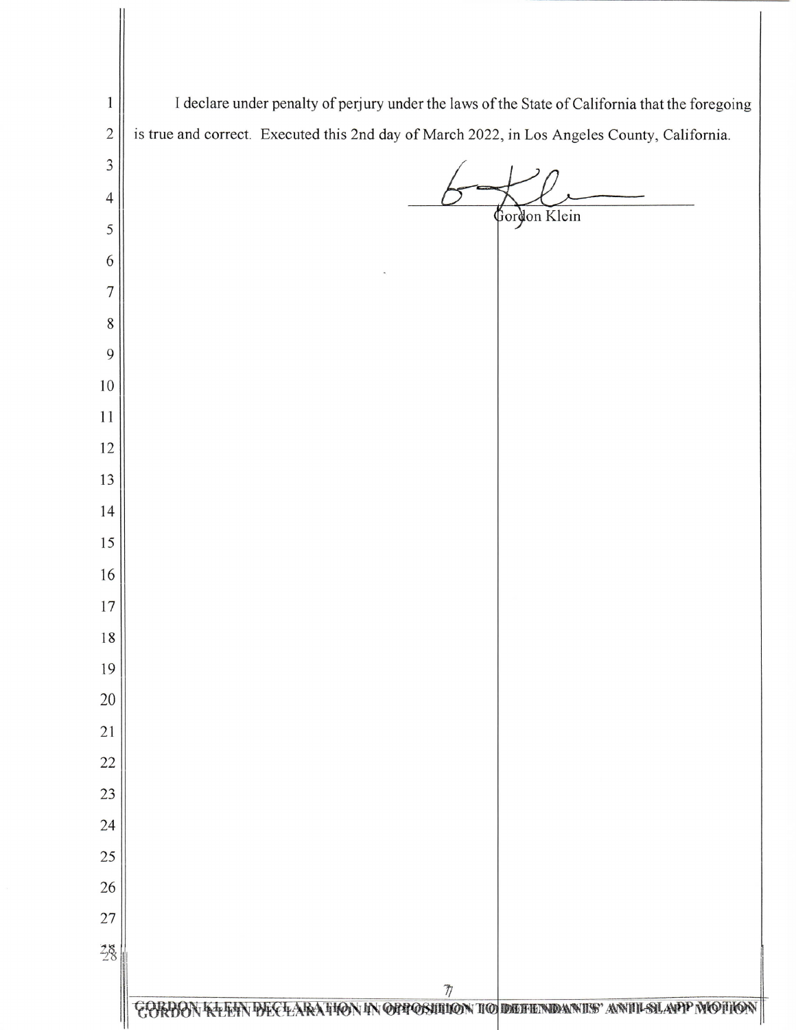I declare under penalty of perjury under the laws of the State of California that the foregoing is true and correct. Executed this 2nd day of March 2022, in Los Angeles County, California.

Gordon Klein